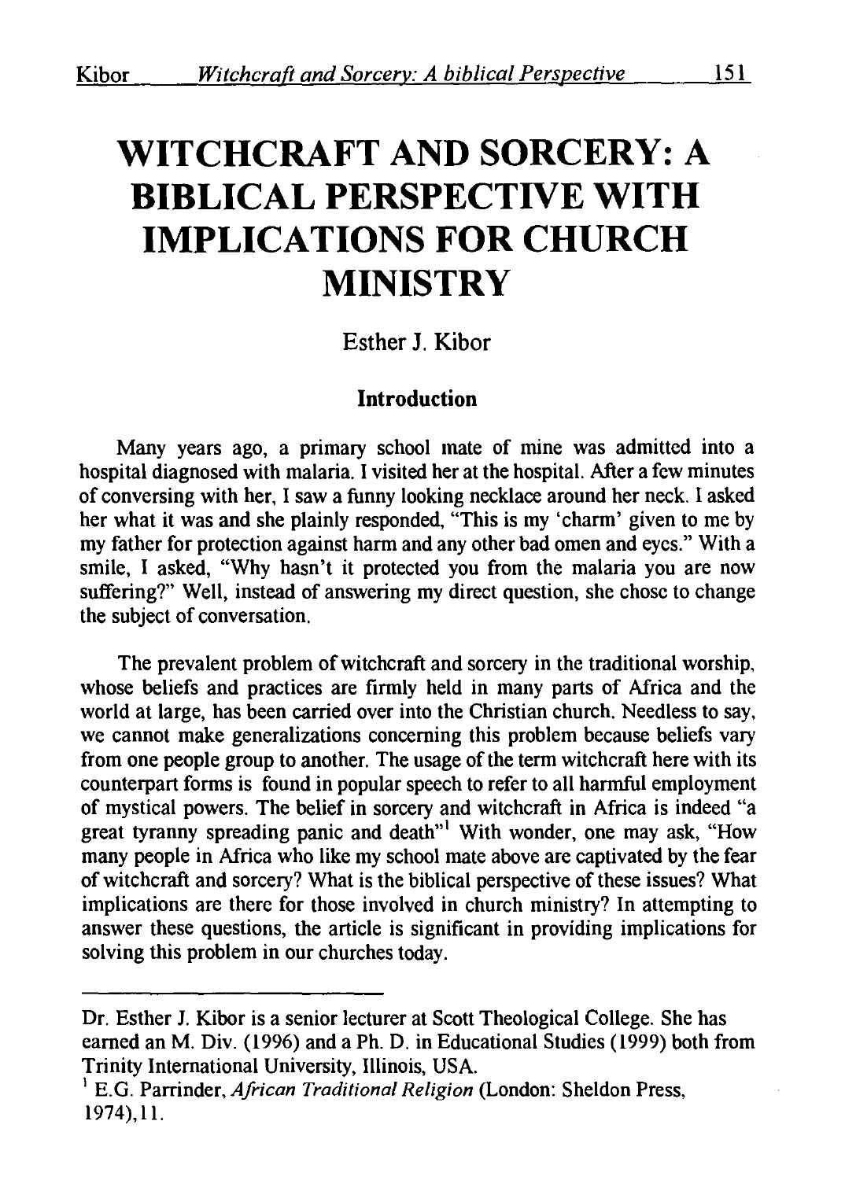# WITCHCRAFT AND SORCERY: A BIBLICAL PERSPECTIVE WITH IMPLICATIONS FOR CHURCH MINISTRY

Esther J. Kibor

## Introduction

Many years ago, a primary school mate of mine was admitted into a hospital diagnosed with malaria. I visited her at the hospital. After a few minutes of conversing with her, I saw a funny looking necklace around her neck. I asked her what it was and she plainly responded, "This is my 'charm' given to me by my father for protection against harm and any other bad omen and eyes." With a smile, I asked, "Why hasn't it protected you from the malaria you are now suffering?" Well, instead of answering my direct question, she chose to change the subject of conversation.

The prevalent problem of witchcraft and sorcery in the traditional worship, whose beliefs and practices are firmly held in many parts of Africa and the world at large, has been carried over into the Christian church. Needless to say, we cannot make generalizations concerning this problem because beliefs vary from one people group to another. The usage of the term witchcraft here with its counterpart forms is found in popular speech to refer to all harmful employment of mystical powers. The belief in sorcery and witchcraft in Africa is indeed "a great tyranny spreading panic and death"[1] With wonder, one may ask, "How many people in Africa who like my school mate above are captivated by the fear of witchcraft and sorcery? What is the biblical perspective of these issues? What implications are there for those involved in church ministry? In attempting to answer these questions, the article is significant in providing implications for solving this problem in our churches today.

---

Dr. Esther J. Kibor is a senior lecturer at Scott Theological College. She has earned an M. Div. (1996) and a Ph. D. in Educational Studies (1999) both from Trinity International University, Illinois, USA.

[1] E.G. Parrinder, *African Traditional Religion* (London: Sheldon Press, 1974), 11.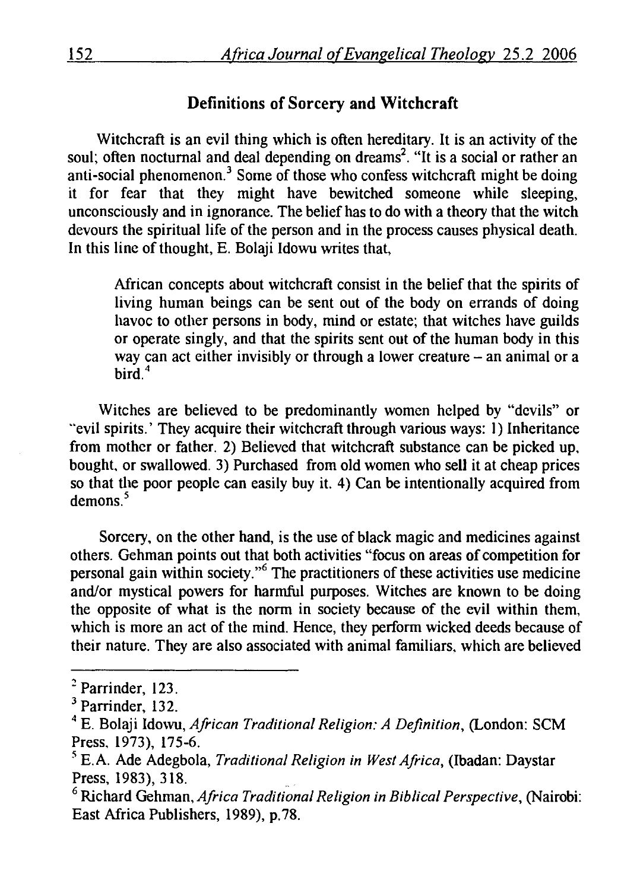## Definitions of Sorcery and Witchcraft

Witchcraft is an evil thing which is often hereditary. It is an activity of the soul; often nocturnal and deal depending on dreams[2]. "It is a social or rather an anti-social phenomenon.[3] Some of those who confess witchcraft might be doing it for fear that they might have bewitched someone while sleeping, unconsciously and in ignorance. The belief has to do with a theory that the witch devours the spiritual life of the person and in the process causes physical death. In this line of thought, E. Bolaji Idowu writes that,

> African concepts about witchcraft consist in the belief that the spirits of living human beings can be sent out of the body on errands of doing havoc to other persons in body, mind or estate; that witches have guilds or operate singly, and that the spirits sent out of the human body in this way can act either invisibly or through a lower creature – an animal or a bird.[4]

Witches are believed to be predominantly women helped by "devils" or "evil spirits.' They acquire their witchcraft through various ways: 1) Inheritance from mother or father. 2) Believed that witchcraft substance can be picked up, bought, or swallowed. 3) Purchased from old women who sell it at cheap prices so that the poor people can easily buy it. 4) Can be intentionally acquired from demons.[5]

Sorcery, on the other hand, is the use of black magic and medicines against others. Gehman points out that both activities "focus on areas of competition for personal gain within society."[6] The practitioners of these activities use medicine and/or mystical powers for harmful purposes. Witches are known to be doing the opposite of what is the norm in society because of the evil within them, which is more an act of the mind. Hence, they perform wicked deeds because of their nature. They are also associated with animal familiars, which are believed

---

[2] Parrinder, 123.

[3] Parrinder, 132.

[4] E. Bolaji Idowu, *African Traditional Religion: A Definition*, (London: SCM Press, 1973), 175-6.

[5] E.A. Ade Adegbola, *Traditional Religion in West Africa*, (Ibadan: Daystar Press, 1983), 318.

[6] Richard Gehman, *Africa Traditional Religion in Biblical Perspective*, (Nairobi: East Africa Publishers, 1989), p.78.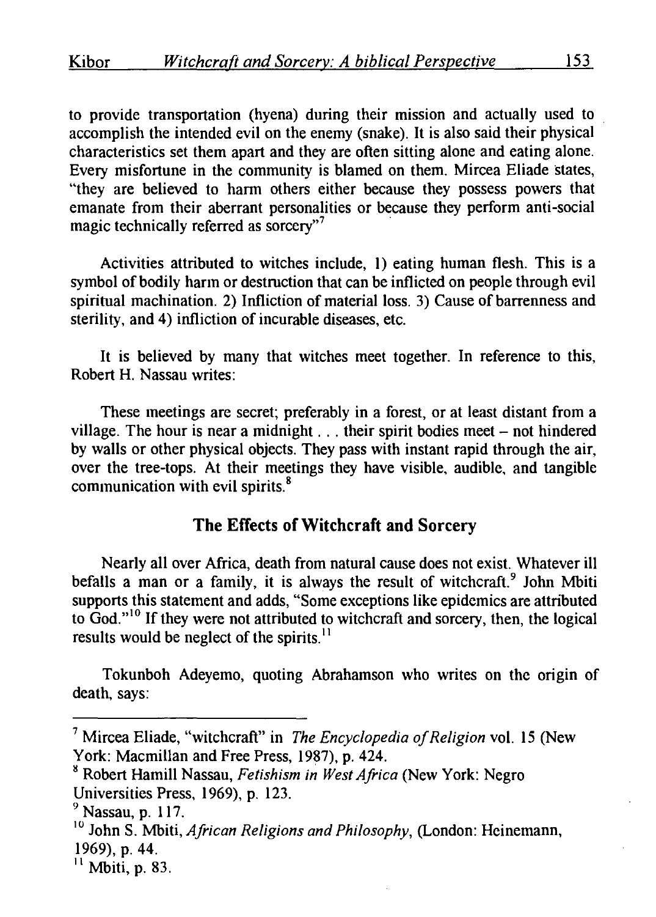to provide transportation (hyena) during their mission and actually used to accomplish the intended evil on the enemy (snake). It is also said their physical characteristics set them apart and they are often sitting alone and eating alone. Every misfortune in the community is blamed on them. Mircea Eliade states, "they are believed to harm others either because they possess powers that emanate from their aberrant personalities or because they perform anti-social magic technically referred as sorcery"[7]

Activities attributed to witches include, 1) eating human flesh. This is a symbol of bodily harm or destruction that can be inflicted on people through evil spiritual machination. 2) Infliction of material loss. 3) Cause of barrenness and sterility, and 4) infliction of incurable diseases, etc.

It is believed by many that witches meet together. In reference to this, Robert H. Nassau writes:

> These meetings are secret; preferably in a forest, or at least distant from a village. The hour is near a midnight . . . their spirit bodies meet – not hindered by walls or other physical objects. They pass with instant rapid through the air, over the tree-tops. At their meetings they have visible, audible, and tangible communication with evil spirits.[8]

## The Effects of Witchcraft and Sorcery

Nearly all over Africa, death from natural cause does not exist. Whatever ill befalls a man or a family, it is always the result of witchcraft.[9] John Mbiti supports this statement and adds, "Some exceptions like epidemics are attributed to God."[10] If they were not attributed to witchcraft and sorcery, then, the logical results would be neglect of the spirits.[11]

Tokunboh Adeyemo, quoting Abrahamson who writes on the origin of death, says:

---

[7] Mircea Eliade, "witchcraft" in *The Encyclopedia of Religion* vol. 15 (New York: Macmillan and Free Press, 1987), p. 424.

[8] Robert Hamill Nassau, *Fetishism in West Africa* (New York: Negro Universities Press, 1969), p. 123.

[9] Nassau, p. 117.

[10] John S. Mbiti, *African Religions and Philosophy*, (London: Heinemann, 1969), p. 44.

[11] Mbiti, p. 83.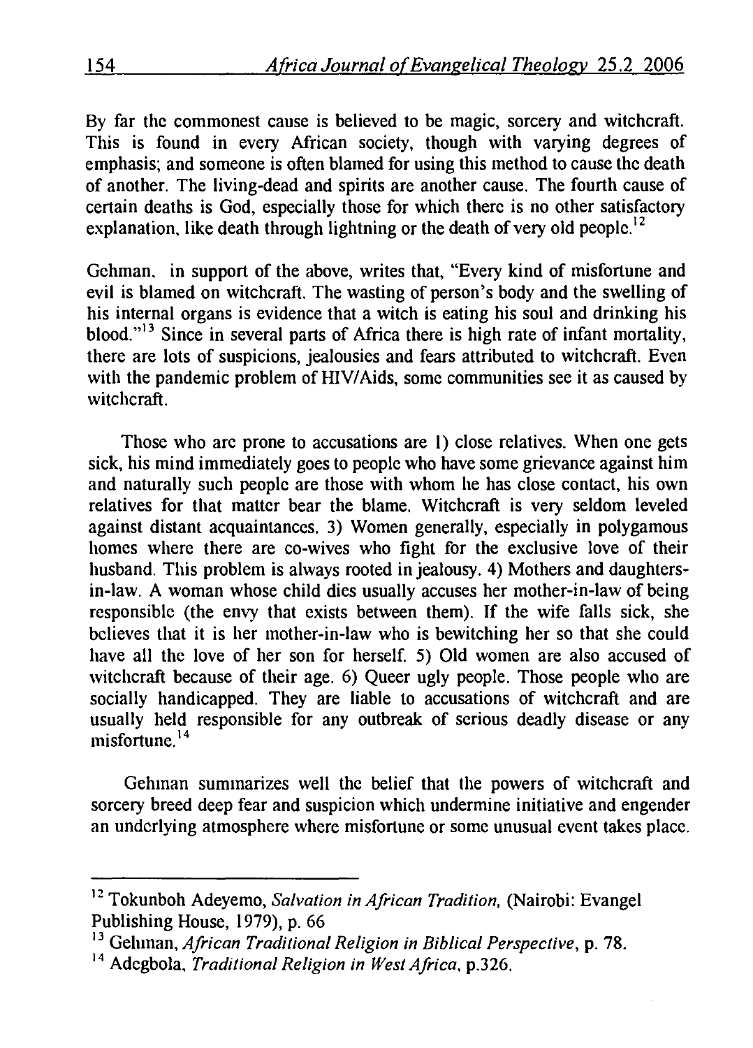By far the commonest cause is believed to be magic, sorcery and witchcraft. This is found in every African society, though with varying degrees of emphasis; and someone is often blamed for using this method to cause the death of another. The living-dead and spirits are another cause. The fourth cause of certain deaths is God, especially those for which there is no other satisfactory explanation, like death through lightning or the death of very old people.[12]

Gehman, in support of the above, writes that, "Every kind of misfortune and evil is blamed on witchcraft. The wasting of person's body and the swelling of his internal organs is evidence that a witch is eating his soul and drinking his blood."[13] Since in several parts of Africa there is high rate of infant mortality, there are lots of suspicions, jealousies and fears attributed to witchcraft. Even with the pandemic problem of HIV/Aids, some communities see it as caused by witchcraft.

Those who are prone to accusations are 1) close relatives. When one gets sick, his mind immediately goes to people who have some grievance against him and naturally such people are those with whom he has close contact, his own relatives for that matter bear the blame. Witchcraft is very seldom leveled against distant acquaintances. 3) Women generally, especially in polygamous homes where there are co-wives who fight for the exclusive love of their husband. This problem is always rooted in jealousy. 4) Mothers and daughters-in-law. A woman whose child dies usually accuses her mother-in-law of being responsible (the envy that exists between them). If the wife falls sick, she believes that it is her mother-in-law who is bewitching her so that she could have all the love of her son for herself. 5) Old women are also accused of witchcraft because of their age. 6) Queer ugly people. Those people who are socially handicapped. They are liable to accusations of witchcraft and are usually held responsible for any outbreak of serious deadly disease or any misfortune.[14]

Gehman summarizes well the belief that the powers of witchcraft and sorcery breed deep fear and suspicion which undermine initiative and engender an underlying atmosphere where misfortune or some unusual event takes place.

---

[12] Tokunboh Adeyemo, *Salvation in African Tradition*, (Nairobi: Evangel Publishing House, 1979), p. 66

[13] Gehman, *African Traditional Religion in Biblical Perspective*, p. 78.

[14] Adegbola, *Traditional Religion in West Africa*, p.326.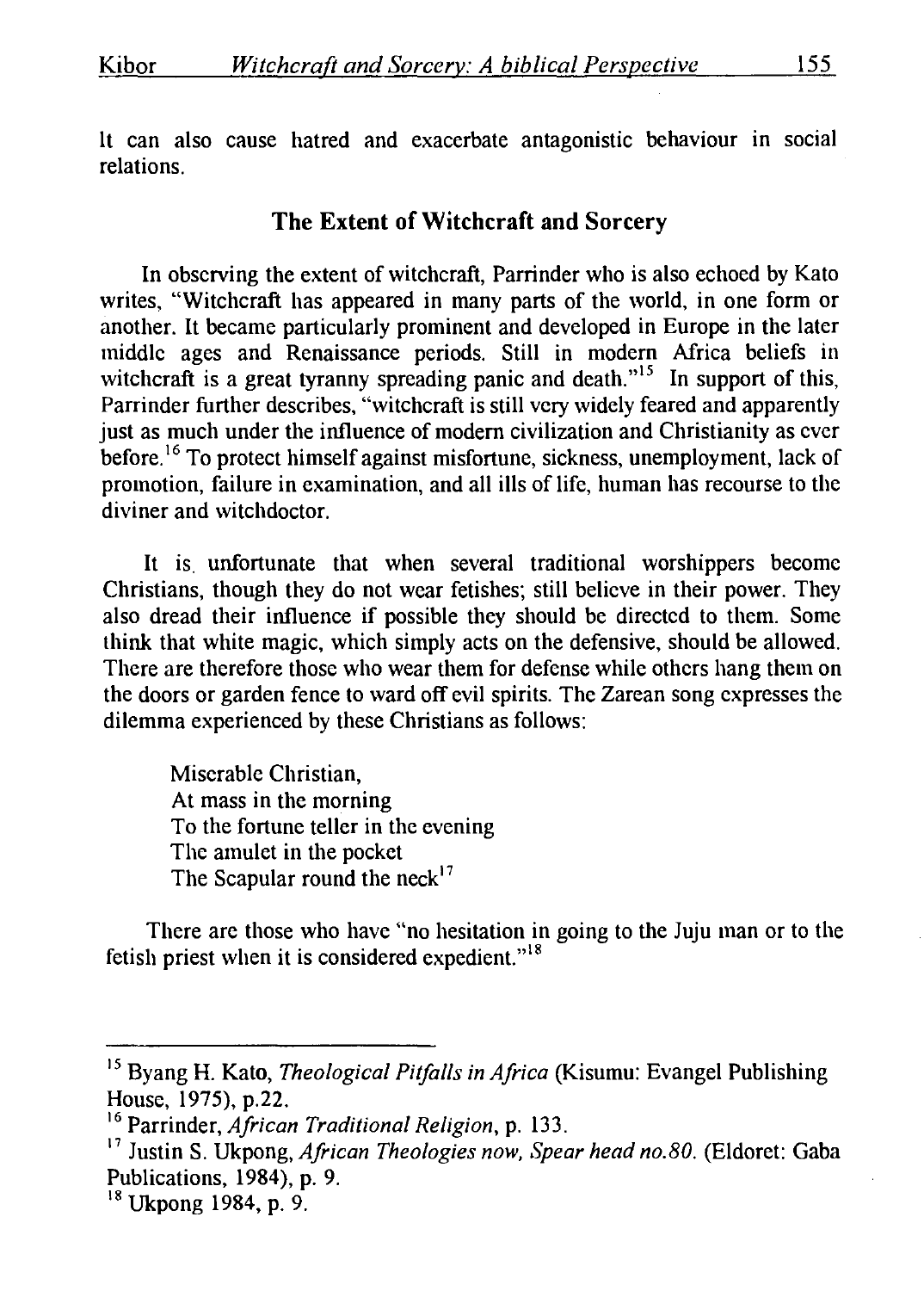It can also cause hatred and exacerbate antagonistic behaviour in social relations.

## The Extent of Witchcraft and Sorcery

In observing the extent of witchcraft, Parrinder who is also echoed by Kato writes, "Witchcraft has appeared in many parts of the world, in one form or another. It became particularly prominent and developed in Europe in the later middle ages and Renaissance periods. Still in modern Africa beliefs in witchcraft is a great tyranny spreading panic and death."[15] In support of this, Parrinder further describes, "witchcraft is still very widely feared and apparently just as much under the influence of modern civilization and Christianity as ever before.[16] To protect himself against misfortune, sickness, unemployment, lack of promotion, failure in examination, and all ills of life, human has recourse to the diviner and witchdoctor.

It is unfortunate that when several traditional worshippers become Christians, though they do not wear fetishes; still believe in their power. They also dread their influence if possible they should be directed to them. Some think that white magic, which simply acts on the defensive, should be allowed. There are therefore those who wear them for defense while others hang them on the doors or garden fence to ward off evil spirits. The Zarean song expresses the dilemma experienced by these Christians as follows:

> Miserable Christian,
> At mass in the morning
> To the fortune teller in the evening
> The amulet in the pocket
> The Scapular round the neck[17]

There are those who have "no hesitation in going to the Juju man or to the fetish priest when it is considered expedient."[18]

---

[15] Byang H. Kato, *Theological Pitfalls in Africa* (Kisumu: Evangel Publishing House, 1975), p.22.

[16] Parrinder, *African Traditional Religion*, p. 133.

[17] Justin S. Ukpong, *African Theologies now, Spear head no.80.* (Eldoret: Gaba Publications, 1984), p. 9.

[18] Ukpong 1984, p. 9.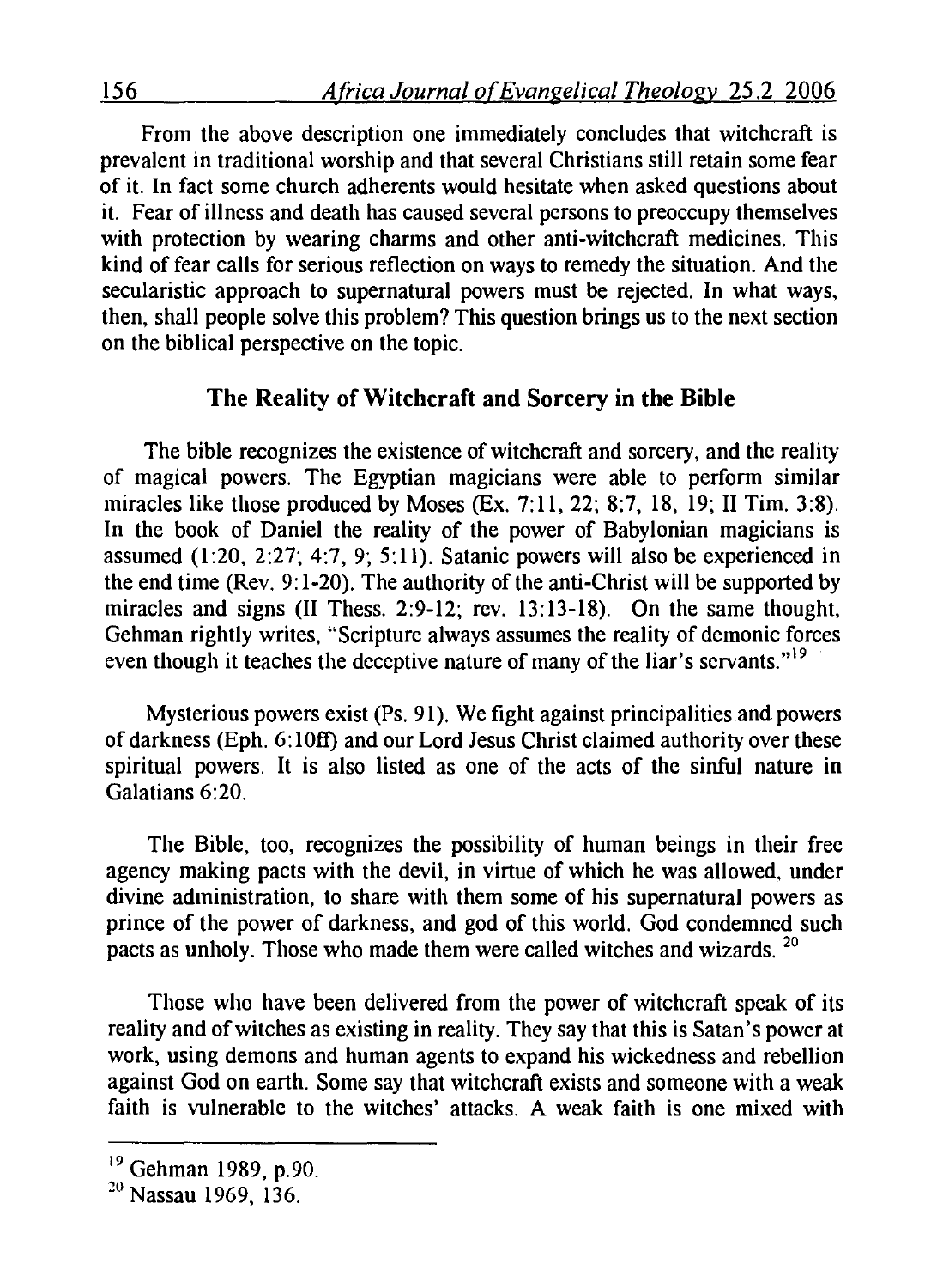From the above description one immediately concludes that witchcraft is prevalent in traditional worship and that several Christians still retain some fear of it. In fact some church adherents would hesitate when asked questions about it. Fear of illness and death has caused several persons to preoccupy themselves with protection by wearing charms and other anti-witchcraft medicines. This kind of fear calls for serious reflection on ways to remedy the situation. And the secularistic approach to supernatural powers must be rejected. In what ways, then, shall people solve this problem? This question brings us to the next section on the biblical perspective on the topic.

## The Reality of Witchcraft and Sorcery in the Bible

The bible recognizes the existence of witchcraft and sorcery, and the reality of magical powers. The Egyptian magicians were able to perform similar miracles like those produced by Moses (Ex. 7:11, 22; 8:7, 18, 19; II Tim. 3:8). In the book of Daniel the reality of the power of Babylonian magicians is assumed (1:20, 2:27; 4:7, 9; 5:11). Satanic powers will also be experienced in the end time (Rev. 9:1-20). The authority of the anti-Christ will be supported by miracles and signs (II Thess. 2:9-12; rev. 13:13-18). On the same thought, Gehman rightly writes, "Scripture always assumes the reality of demonic forces even though it teaches the deceptive nature of many of the liar's servants."[19]

Mysterious powers exist (Ps. 91). We fight against principalities and powers of darkness (Eph. 6:10ff) and our Lord Jesus Christ claimed authority over these spiritual powers. It is also listed as one of the acts of the sinful nature in Galatians 6:20.

The Bible, too, recognizes the possibility of human beings in their free agency making pacts with the devil, in virtue of which he was allowed, under divine administration, to share with them some of his supernatural powers as prince of the power of darkness, and god of this world. God condemned such pacts as unholy. Those who made them were called witches and wizards.[20]

Those who have been delivered from the power of witchcraft speak of its reality and of witches as existing in reality. They say that this is Satan's power at work, using demons and human agents to expand his wickedness and rebellion against God on earth. Some say that witchcraft exists and someone with a weak faith is vulnerable to the witches' attacks. A weak faith is one mixed with

---

[19] Gehman 1989, p.90.

[20] Nassau 1969, 136.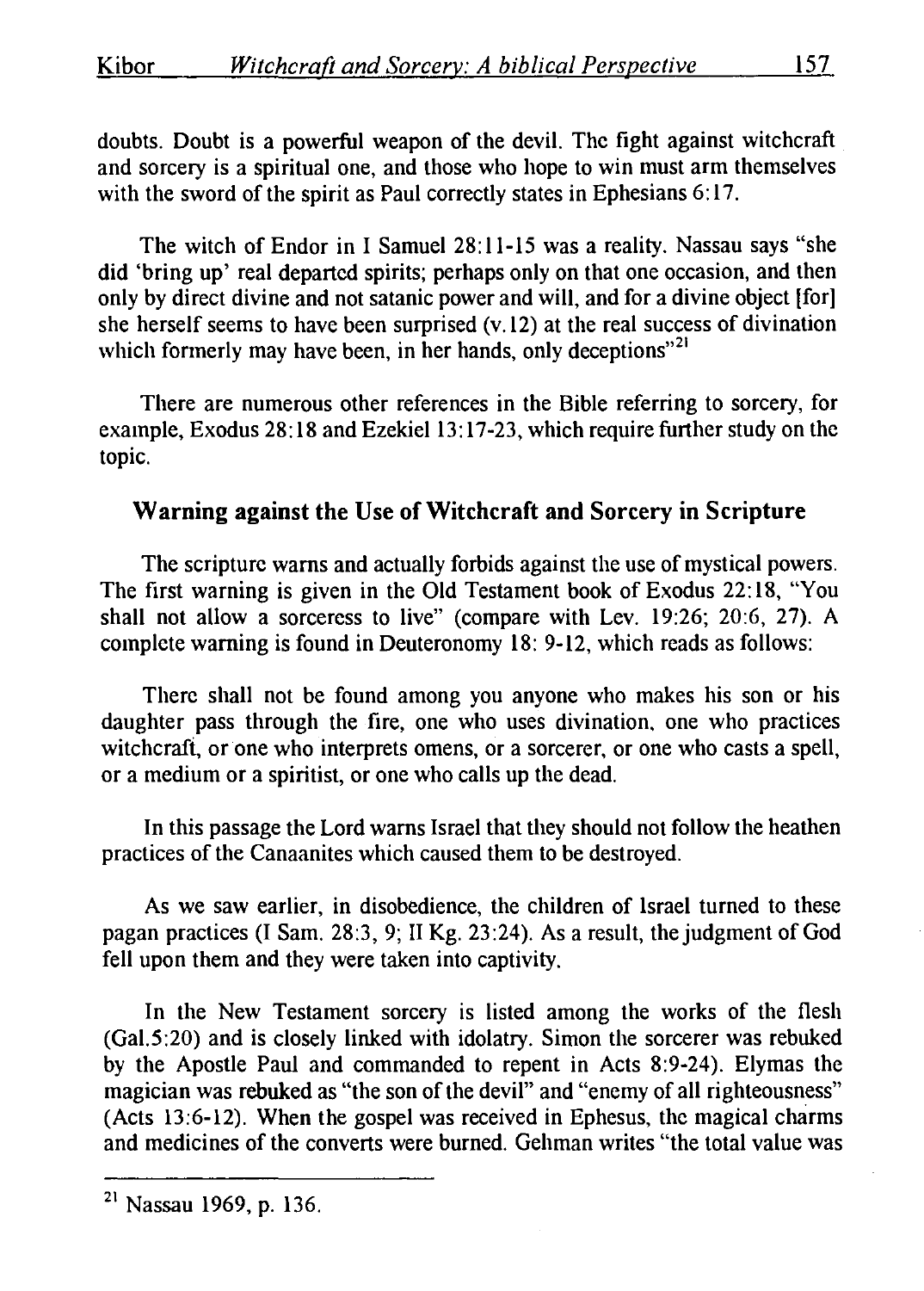doubts. Doubt is a powerful weapon of the devil. The fight against witchcraft and sorcery is a spiritual one, and those who hope to win must arm themselves with the sword of the spirit as Paul correctly states in Ephesians 6:17.

The witch of Endor in I Samuel 28:11-15 was a reality. Nassau says "she did 'bring up' real departed spirits; perhaps only on that one occasion, and then only by direct divine and not satanic power and will, and for a divine object [for] she herself seems to have been surprised (v.12) at the real success of divination which formerly may have been, in her hands, only deceptions"[21]

There are numerous other references in the Bible referring to sorcery, for example, Exodus 28:18 and Ezekiel 13:17-23, which require further study on the topic.

## Warning against the Use of Witchcraft and Sorcery in Scripture

The scripture warns and actually forbids against the use of mystical powers. The first warning is given in the Old Testament book of Exodus 22:18, "You shall not allow a sorceress to live" (compare with Lev. 19:26; 20:6, 27). A complete warning is found in Deuteronomy 18: 9-12, which reads as follows:

> There shall not be found among you anyone who makes his son or his daughter pass through the fire, one who uses divination, one who practices witchcraft, or one who interprets omens, or a sorcerer, or one who casts a spell, or a medium or a spiritist, or one who calls up the dead.

In this passage the Lord warns Israel that they should not follow the heathen practices of the Canaanites which caused them to be destroyed.

As we saw earlier, in disobedience, the children of Israel turned to these pagan practices (I Sam. 28:3, 9; II Kg. 23:24). As a result, the judgment of God fell upon them and they were taken into captivity.

In the New Testament sorcery is listed among the works of the flesh (Gal.5:20) and is closely linked with idolatry. Simon the sorcerer was rebuked by the Apostle Paul and commanded to repent in Acts 8:9-24). Elymas the magician was rebuked as "the son of the devil" and "enemy of all righteousness" (Acts 13:6-12). When the gospel was received in Ephesus, the magical charms and medicines of the converts were burned. Gehman writes "the total value was

---

[21] Nassau 1969, p. 136.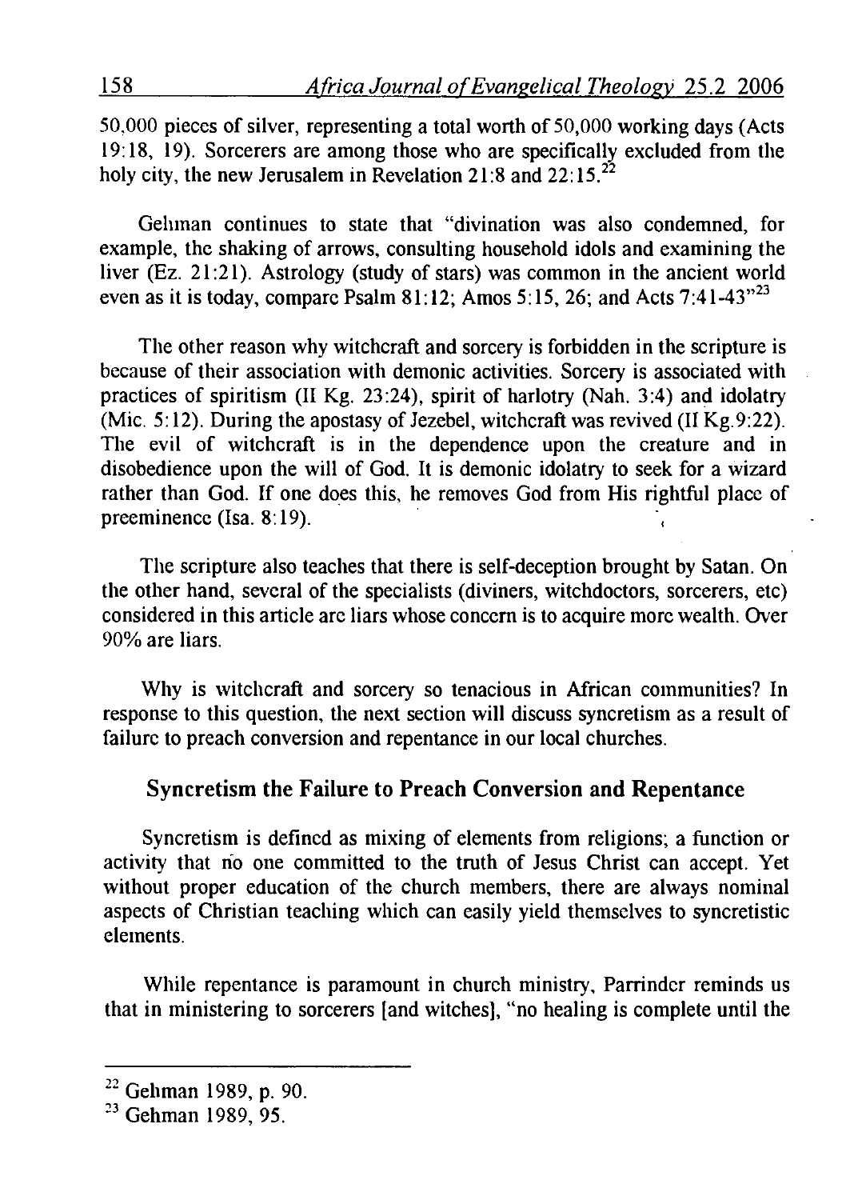50,000 pieces of silver, representing a total worth of 50,000 working days (Acts 19:18, 19). Sorcerers are among those who are specifically excluded from the holy city, the new Jerusalem in Revelation 21:8 and 22:15.[22]

Gehman continues to state that "divination was also condemned, for example, the shaking of arrows, consulting household idols and examining the liver (Ez. 21:21). Astrology (study of stars) was common in the ancient world even as it is today, compare Psalm 81:12; Amos 5:15, 26; and Acts 7:41-43"[23]

The other reason why witchcraft and sorcery is forbidden in the scripture is because of their association with demonic activities. Sorcery is associated with practices of spiritism (II Kg. 23:24), spirit of harlotry (Nah. 3:4) and idolatry (Mic. 5:12). During the apostasy of Jezebel, witchcraft was revived (II Kg.9:22). The evil of witchcraft is in the dependence upon the creature and in disobedience upon the will of God. It is demonic idolatry to seek for a wizard rather than God. If one does this, he removes God from His rightful place of preeminence (Isa. 8:19).

The scripture also teaches that there is self-deception brought by Satan. On the other hand, several of the specialists (diviners, witchdoctors, sorcerers, etc) considered in this article are liars whose concern is to acquire more wealth. Over 90% are liars.

Why is witchcraft and sorcery so tenacious in African communities? In response to this question, the next section will discuss syncretism as a result of failure to preach conversion and repentance in our local churches.

## Syncretism the Failure to Preach Conversion and Repentance

Syncretism is defined as mixing of elements from religions; a function or activity that no one committed to the truth of Jesus Christ can accept. Yet without proper education of the church members, there are always nominal aspects of Christian teaching which can easily yield themselves to syncretistic elements.

While repentance is paramount in church ministry, Parrinder reminds us that in ministering to sorcerers [and witches], "no healing is complete until the

---

[22] Gehman 1989, p. 90.

[23] Gehman 1989, 95.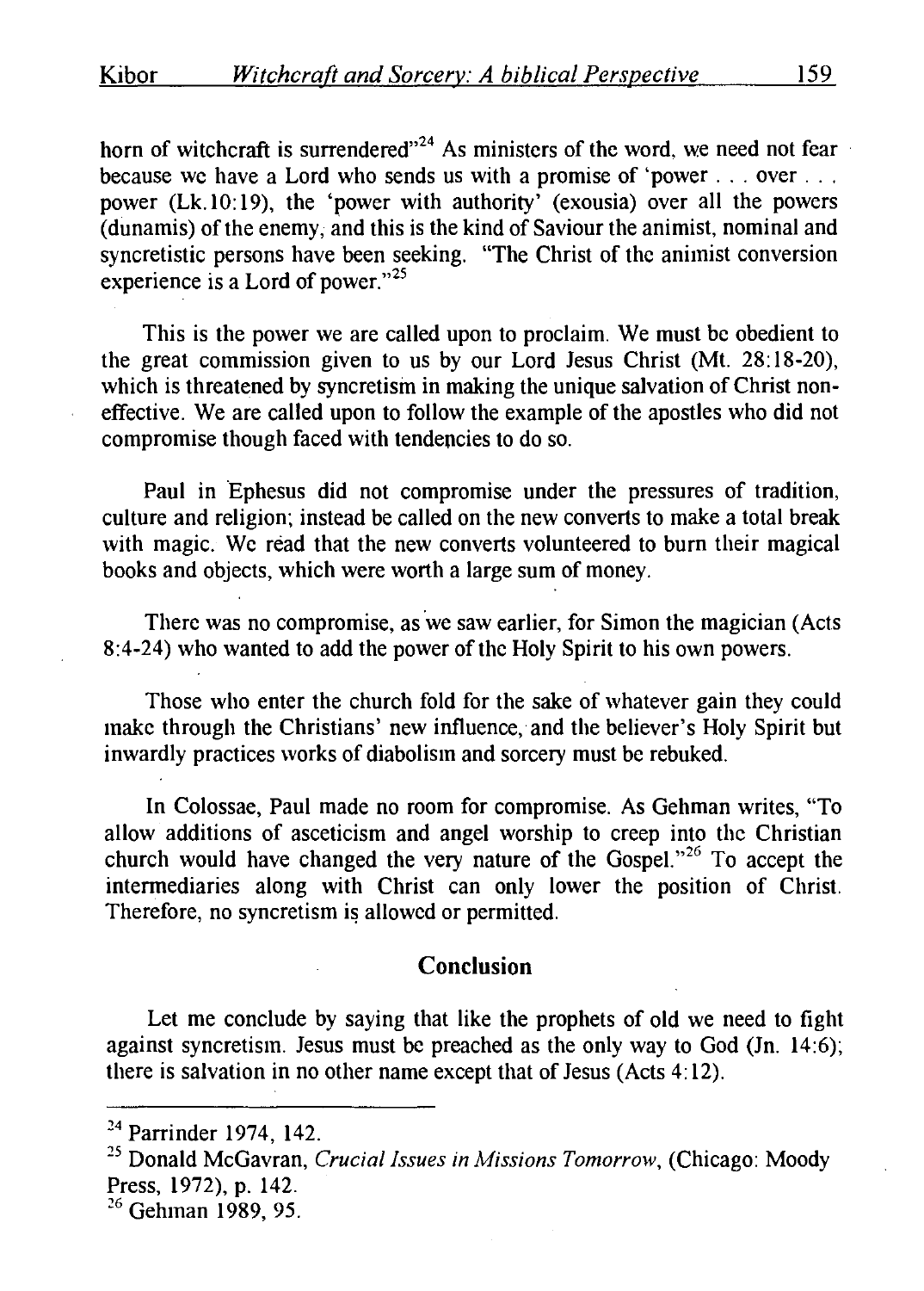horn of witchcraft is surrendered"[24] As ministers of the word, we need not fear because we have a Lord who sends us with a promise of 'power . . . over . . . power (Lk.10:19), the 'power with authority' (exousia) over all the powers (dunamis) of the enemy, and this is the kind of Saviour the animist, nominal and syncretistic persons have been seeking. "The Christ of the animist conversion experience is a Lord of power."[25]

This is the power we are called upon to proclaim. We must be obedient to the great commission given to us by our Lord Jesus Christ (Mt. 28:18-20), which is threatened by syncretism in making the unique salvation of Christ non-effective. We are called upon to follow the example of the apostles who did not compromise though faced with tendencies to do so.

Paul in Ephesus did not compromise under the pressures of tradition, culture and religion; instead be called on the new converts to make a total break with magic. We read that the new converts volunteered to burn their magical books and objects, which were worth a large sum of money.

There was no compromise, as we saw earlier, for Simon the magician (Acts 8:4-24) who wanted to add the power of the Holy Spirit to his own powers.

Those who enter the church fold for the sake of whatever gain they could make through the Christians' new influence, and the believer's Holy Spirit but inwardly practices works of diabolism and sorcery must be rebuked.

In Colossae, Paul made no room for compromise. As Gehman writes, "To allow additions of asceticism and angel worship to creep into the Christian church would have changed the very nature of the Gospel."[26] To accept the intermediaries along with Christ can only lower the position of Christ. Therefore, no syncretism is allowed or permitted.

## Conclusion

Let me conclude by saying that like the prophets of old we need to fight against syncretism. Jesus must be preached as the only way to God (Jn. 14:6); there is salvation in no other name except that of Jesus (Acts 4:12).

---

[24] Parrinder 1974, 142.

[25] Donald McGavran, *Crucial Issues in Missions Tomorrow*, (Chicago: Moody Press, 1972), p. 142.

[26] Gehman 1989, 95.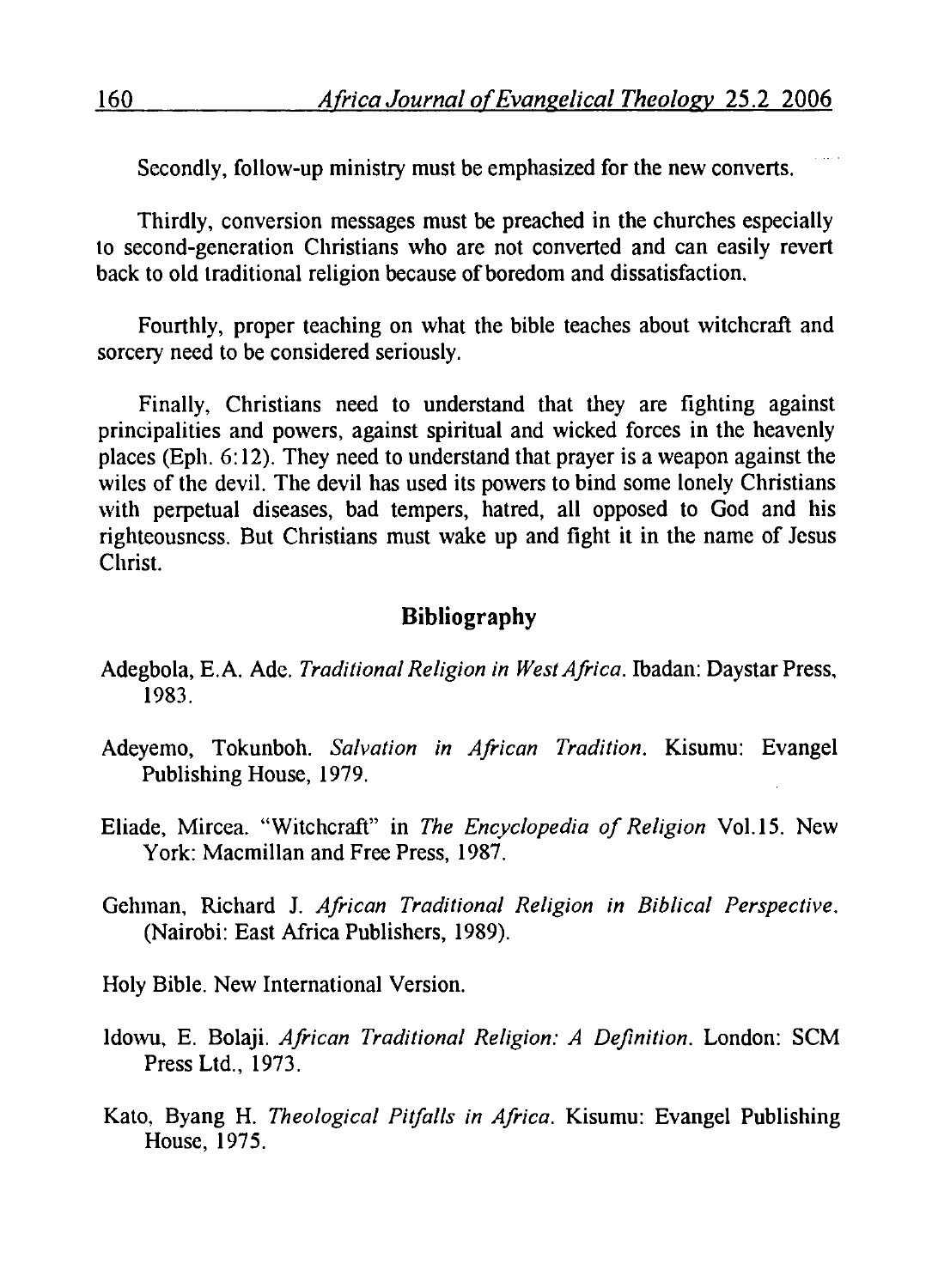Secondly, follow-up ministry must be emphasized for the new converts.

Thirdly, conversion messages must be preached in the churches especially to second-generation Christians who are not converted and can easily revert back to old traditional religion because of boredom and dissatisfaction.

Fourthly, proper teaching on what the bible teaches about witchcraft and sorcery need to be considered seriously.

Finally, Christians need to understand that they are fighting against principalities and powers, against spiritual and wicked forces in the heavenly places (Eph. 6:12). They need to understand that prayer is a weapon against the wiles of the devil. The devil has used its powers to bind some lonely Christians with perpetual diseases, bad tempers, hatred, all opposed to God and his righteousness. But Christians must wake up and fight it in the name of Jesus Christ.

## Bibliography

Adegbola, E.A. Ade. *Traditional Religion in West Africa*. Ibadan: Daystar Press, 1983.

Adeyemo, Tokunboh. *Salvation in African Tradition*. Kisumu: Evangel Publishing House, 1979.

Eliade, Mircea. "Witchcraft" in *The Encyclopedia of Religion* Vol.15. New York: Macmillan and Free Press, 1987.

Gehman, Richard J. *African Traditional Religion in Biblical Perspective*. (Nairobi: East Africa Publishers, 1989).

Holy Bible. New International Version.

Idowu, E. Bolaji. *African Traditional Religion: A Definition*. London: SCM Press Ltd., 1973.

Kato, Byang H. *Theological Pitfalls in Africa*. Kisumu: Evangel Publishing House, 1975.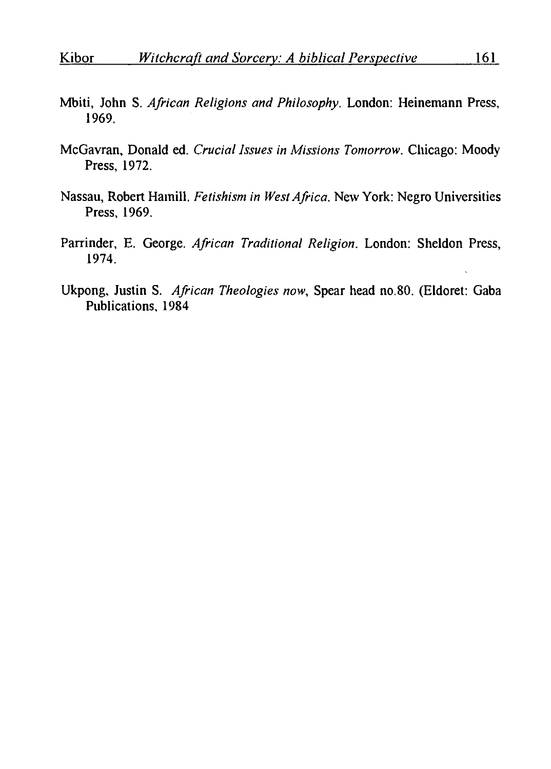Mbiti, John S. *African Religions and Philosophy*. London: Heinemann Press, 1969.

McGavran, Donald ed. *Crucial Issues in Missions Tomorrow*. Chicago: Moody Press, 1972.

Nassau, Robert Hamill. *Fetishism in West Africa*. New York: Negro Universities Press, 1969.

Parrinder, E. George. *African Traditional Religion*. London: Sheldon Press, 1974.

Ukpong, Justin S. *African Theologies now*, Spear head no.80. (Eldoret: Gaba Publications, 1984